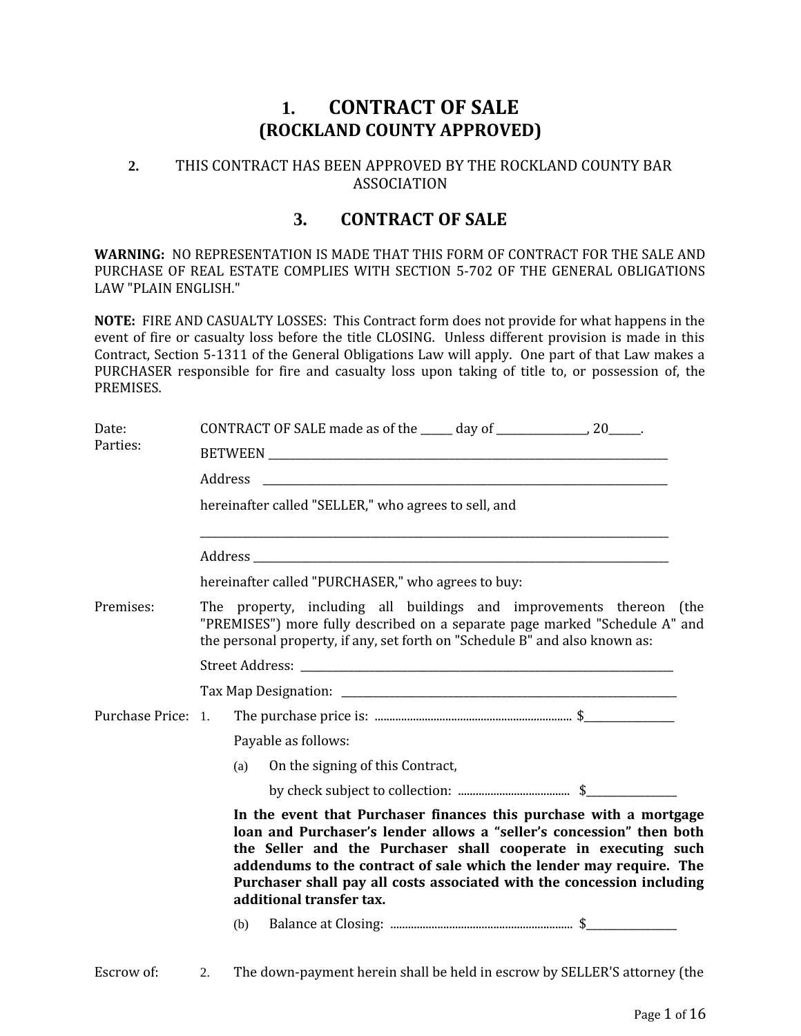# 1. CONTRACT OF SALE
## (ROCKLAND COUNTY APPROVED)

**2.** THIS CONTRACT HAS BEEN APPROVED BY THE ROCKLAND COUNTY BAR ASSOCIATION

## 3. CONTRACT OF SALE

**WARNING:** NO REPRESENTATION IS MADE THAT THIS FORM OF CONTRACT FOR THE SALE AND PURCHASE OF REAL ESTATE COMPLIES WITH SECTION 5-702 OF THE GENERAL OBLIGATIONS LAW "PLAIN ENGLISH."

**NOTE:** FIRE AND CASUALTY LOSSES: This Contract form does not provide for what happens in the event of fire or casualty loss before the title CLOSING. Unless different provision is made in this Contract, Section 5-1311 of the General Obligations Law will apply. One part of that Law makes a PURCHASER responsible for fire and casualty loss upon taking of title to, or possession of, the PREMISES.

Date: CONTRACT OF SALE made as of the ______ day of ________________, 20______.

Parties: BETWEEN ____________________________________________________________________________

Address ____________________________________________________________________________

hereinafter called "SELLER," who agrees to sell, and

____________________________________________________________________________________

Address ____________________________________________________________________________

hereinafter called "PURCHASER," who agrees to buy:

Premises: The property, including all buildings and improvements thereon (the "PREMISES") more fully described on a separate page marked "Schedule A" and the personal property, if any, set forth on "Schedule B" and also known as:

Street Address: ____________________________________________________________________

Tax Map Designation: _______________________________________________________________

Purchase Price: 1. The purchase price is: .................................................................. $_________________

Payable as follows:

(a) On the signing of this Contract,

by check subject to collection: ..................................... $_________________

**In the event that Purchaser finances this purchase with a mortgage loan and Purchaser's lender allows a "seller's concession" then both the Seller and the Purchaser shall cooperate in executing such addendums to the contract of sale which the lender may require. The Purchaser shall pay all costs associated with the concession including additional transfer tax.**

(b) Balance at Closing: ............................................................ $_________________

Escrow of: 2. The down-payment herein shall be held in escrow by SELLER'S attorney (the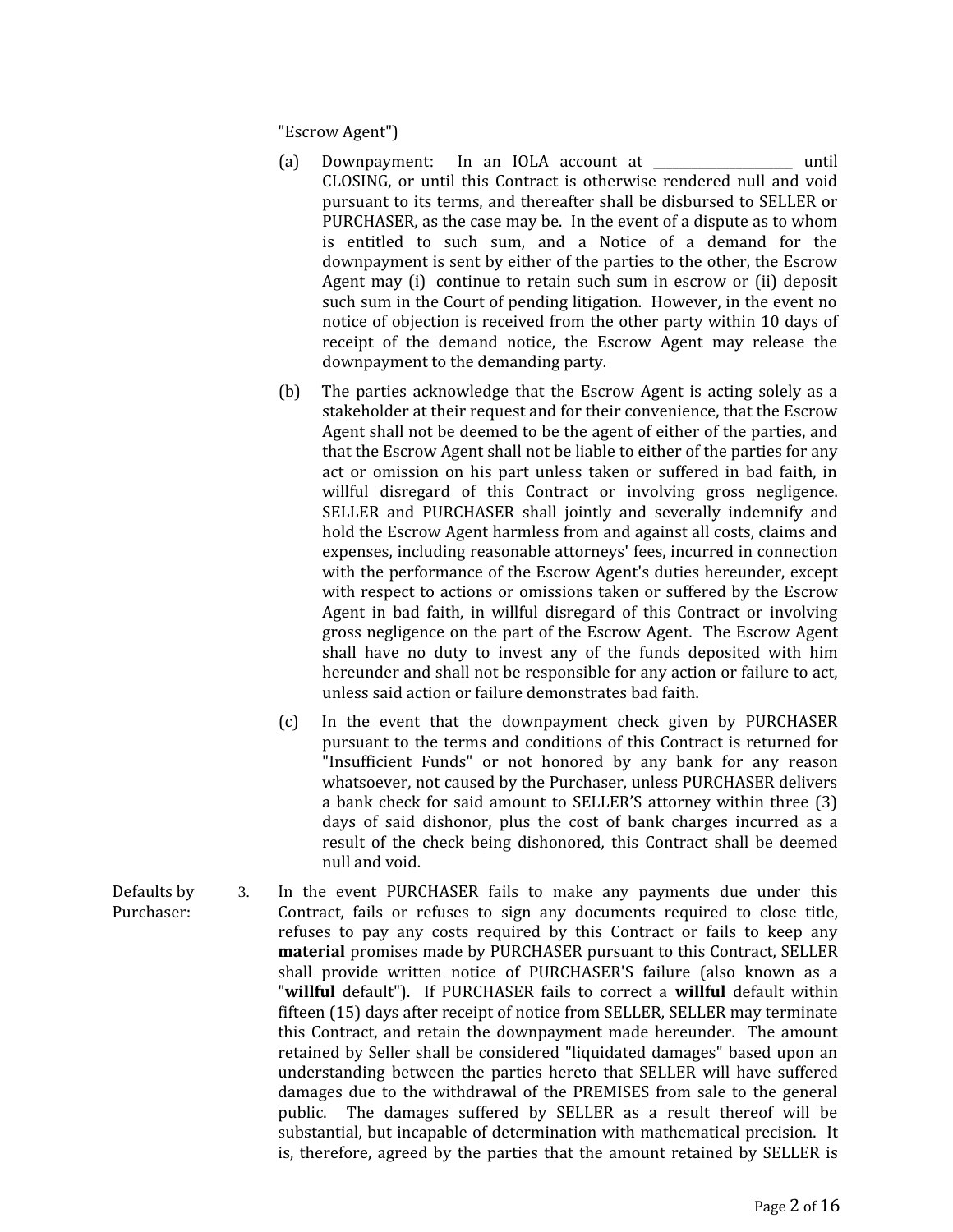"Escrow Agent")

(a) Downpayment: In an IOLA account at ____________________ until CLOSING, or until this Contract is otherwise rendered null and void pursuant to its terms, and thereafter shall be disbursed to SELLER or PURCHASER, as the case may be. In the event of a dispute as to whom is entitled to such sum, and a Notice of a demand for the downpayment is sent by either of the parties to the other, the Escrow Agent may (i) continue to retain such sum in escrow or (ii) deposit such sum in the Court of pending litigation. However, in the event no notice of objection is received from the other party within 10 days of receipt of the demand notice, the Escrow Agent may release the downpayment to the demanding party.

(b) The parties acknowledge that the Escrow Agent is acting solely as a stakeholder at their request and for their convenience, that the Escrow Agent shall not be deemed to be the agent of either of the parties, and that the Escrow Agent shall not be liable to either of the parties for any act or omission on his part unless taken or suffered in bad faith, in willful disregard of this Contract or involving gross negligence. SELLER and PURCHASER shall jointly and severally indemnify and hold the Escrow Agent harmless from and against all costs, claims and expenses, including reasonable attorneys' fees, incurred in connection with the performance of the Escrow Agent's duties hereunder, except with respect to actions or omissions taken or suffered by the Escrow Agent in bad faith, in willful disregard of this Contract or involving gross negligence on the part of the Escrow Agent. The Escrow Agent shall have no duty to invest any of the funds deposited with him hereunder and shall not be responsible for any action or failure to act, unless said action or failure demonstrates bad faith.

(c) In the event that the downpayment check given by PURCHASER pursuant to the terms and conditions of this Contract is returned for "Insufficient Funds" or not honored by any bank for any reason whatsoever, not caused by the Purchaser, unless PURCHASER delivers a bank check for said amount to SELLER'S attorney within three (3) days of said dishonor, plus the cost of bank charges incurred as a result of the check being dishonored, this Contract shall be deemed null and void.

Defaults by Purchaser:

3. In the event PURCHASER fails to make any payments due under this Contract, fails or refuses to sign any documents required to close title, refuses to pay any costs required by this Contract or fails to keep any **material** promises made by PURCHASER pursuant to this Contract, SELLER shall provide written notice of PURCHASER'S failure (also known as a "**willful** default"). If PURCHASER fails to correct a **willful** default within fifteen (15) days after receipt of notice from SELLER, SELLER may terminate this Contract, and retain the downpayment made hereunder. The amount retained by Seller shall be considered "liquidated damages" based upon an understanding between the parties hereto that SELLER will have suffered damages due to the withdrawal of the PREMISES from sale to the general public. The damages suffered by SELLER as a result thereof will be substantial, but incapable of determination with mathematical precision. It is, therefore, agreed by the parties that the amount retained by SELLER is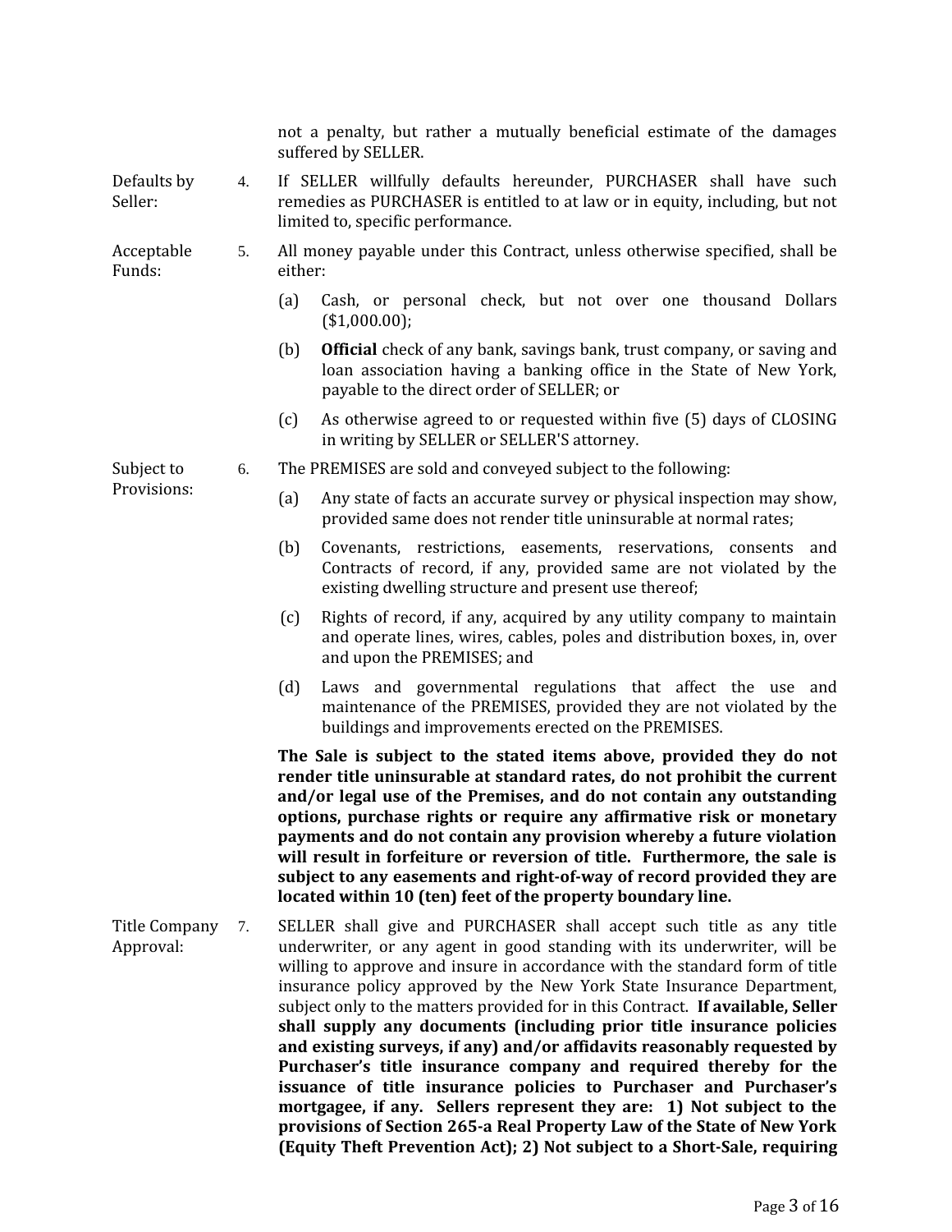not a penalty, but rather a mutually beneficial estimate of the damages suffered by SELLER.

**Defaults by Seller:** 4. If SELLER willfully defaults hereunder, PURCHASER shall have such remedies as PURCHASER is entitled to at law or in equity, including, but not limited to, specific performance.

**Acceptable Funds:** 5. All money payable under this Contract, unless otherwise specified, shall be either:

(a) Cash, or personal check, but not over one thousand Dollars ($1,000.00);

(b) **Official** check of any bank, savings bank, trust company, or saving and loan association having a banking office in the State of New York, payable to the direct order of SELLER; or

(c) As otherwise agreed to or requested within five (5) days of CLOSING in writing by SELLER or SELLER'S attorney.

**Subject to Provisions:** 6. The PREMISES are sold and conveyed subject to the following:

(a) Any state of facts an accurate survey or physical inspection may show, provided same does not render title uninsurable at normal rates;

(b) Covenants, restrictions, easements, reservations, consents and Contracts of record, if any, provided same are not violated by the existing dwelling structure and present use thereof;

(c) Rights of record, if any, acquired by any utility company to maintain and operate lines, wires, cables, poles and distribution boxes, in, over and upon the PREMISES; and

(d) Laws and governmental regulations that affect the use and maintenance of the PREMISES, provided they are not violated by the buildings and improvements erected on the PREMISES.

**The Sale is subject to the stated items above, provided they do not render title uninsurable at standard rates, do not prohibit the current and/or legal use of the Premises, and do not contain any outstanding options, purchase rights or require any affirmative risk or monetary payments and do not contain any provision whereby a future violation will result in forfeiture or reversion of title. Furthermore, the sale is subject to any easements and right-of-way of record provided they are located within 10 (ten) feet of the property boundary line.**

**Title Company Approval:** 7. SELLER shall give and PURCHASER shall accept such title as any title underwriter, or any agent in good standing with its underwriter, will be willing to approve and insure in accordance with the standard form of title insurance policy approved by the New York State Insurance Department, subject only to the matters provided for in this Contract. **If available, Seller shall supply any documents (including prior title insurance policies and existing surveys, if any) and/or affidavits reasonably requested by Purchaser's title insurance company and required thereby for the issuance of title insurance policies to Purchaser and Purchaser's mortgagee, if any. Sellers represent they are: 1) Not subject to the provisions of Section 265-a Real Property Law of the State of New York (Equity Theft Prevention Act); 2) Not subject to a Short-Sale, requiring**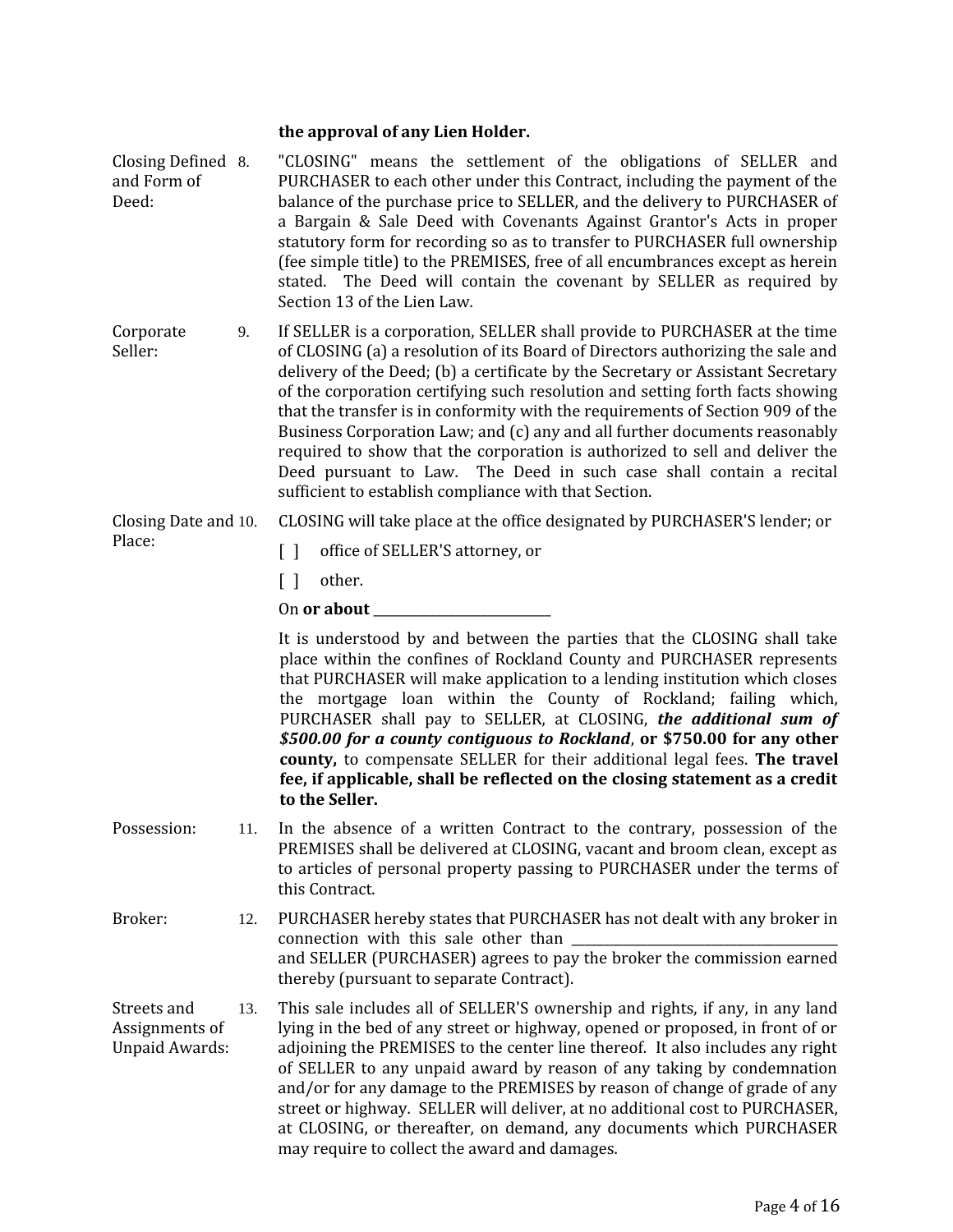**the approval of any Lien Holder.**

Closing Defined and Form of Deed: 8. "CLOSING" means the settlement of the obligations of SELLER and PURCHASER to each other under this Contract, including the payment of the balance of the purchase price to SELLER, and the delivery to PURCHASER of a Bargain & Sale Deed with Covenants Against Grantor's Acts in proper statutory form for recording so as to transfer to PURCHASER full ownership (fee simple title) to the PREMISES, free of all encumbrances except as herein stated. The Deed will contain the covenant by SELLER as required by Section 13 of the Lien Law.

Corporate Seller: 9. If SELLER is a corporation, SELLER shall provide to PURCHASER at the time of CLOSING (a) a resolution of its Board of Directors authorizing the sale and delivery of the Deed; (b) a certificate by the Secretary or Assistant Secretary of the corporation certifying such resolution and setting forth facts showing that the transfer is in conformity with the requirements of Section 909 of the Business Corporation Law; and (c) any and all further documents reasonably required to show that the corporation is authorized to sell and deliver the Deed pursuant to Law. The Deed in such case shall contain a recital sufficient to establish compliance with that Section.

Closing Date and Place: 10. CLOSING will take place at the office designated by PURCHASER'S lender; or

[ ] office of SELLER'S attorney, or

[ ] other.

On **or about** ___________________________

It is understood by and between the parties that the CLOSING shall take place within the confines of Rockland County and PURCHASER represents that PURCHASER will make application to a lending institution which closes the mortgage loan within the County of Rockland; failing which, PURCHASER shall pay to SELLER, at CLOSING, ***the additional sum of $500.00 for a county contiguous to Rockland***, **or $750.00 for any other county,** to compensate SELLER for their additional legal fees. **The travel fee, if applicable, shall be reflected on the closing statement as a credit to the Seller.**

Possession: 11. In the absence of a written Contract to the contrary, possession of the PREMISES shall be delivered at CLOSING, vacant and broom clean, except as to articles of personal property passing to PURCHASER under the terms of this Contract.

Broker: 12. PURCHASER hereby states that PURCHASER has not dealt with any broker in connection with this sale other than ________________________________________ and SELLER (PURCHASER) agrees to pay the broker the commission earned thereby (pursuant to separate Contract).

Streets and Assignments of Unpaid Awards: 13. This sale includes all of SELLER'S ownership and rights, if any, in any land lying in the bed of any street or highway, opened or proposed, in front of or adjoining the PREMISES to the center line thereof. It also includes any right of SELLER to any unpaid award by reason of any taking by condemnation and/or for any damage to the PREMISES by reason of change of grade of any street or highway. SELLER will deliver, at no additional cost to PURCHASER, at CLOSING, or thereafter, on demand, any documents which PURCHASER may require to collect the award and damages.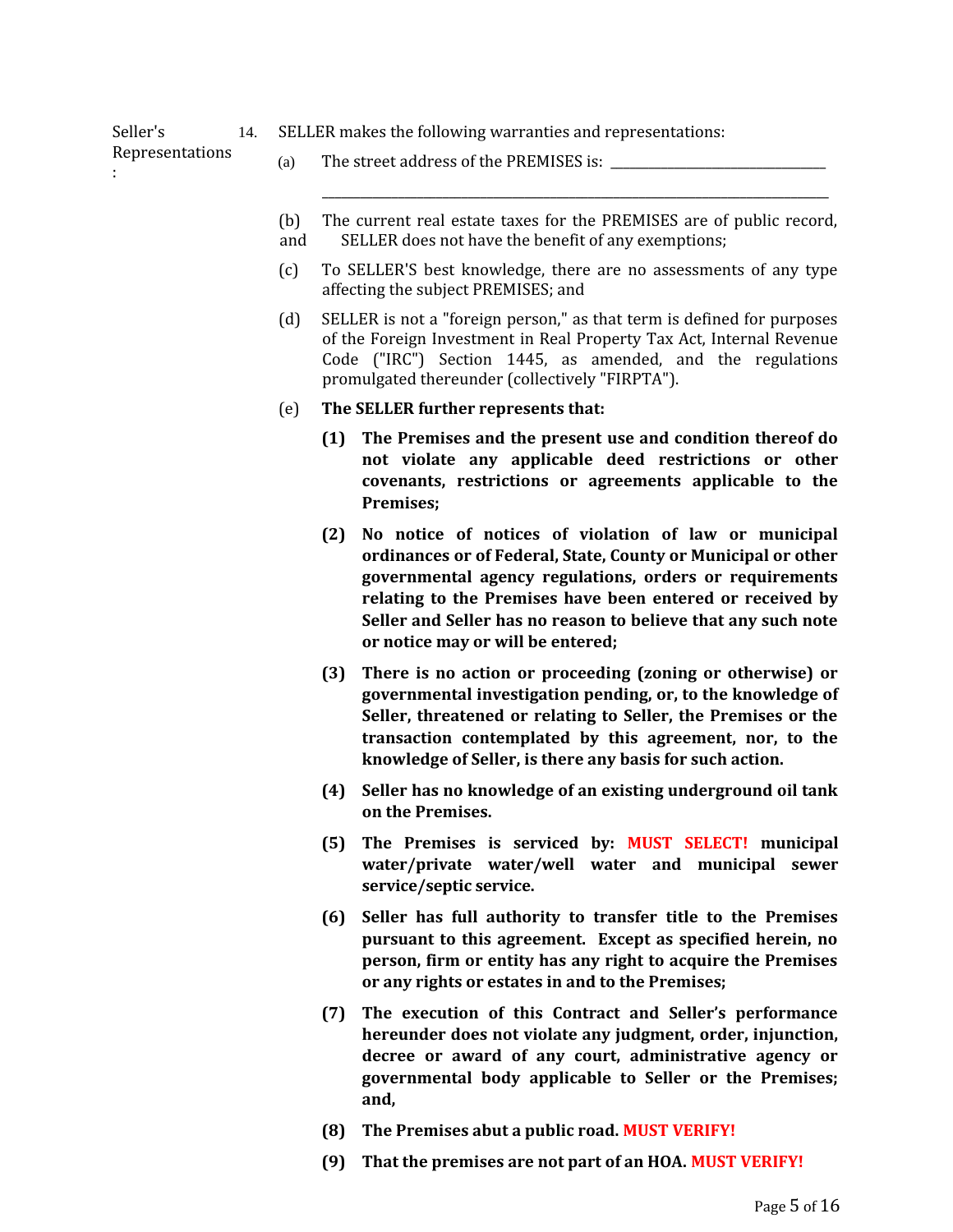Seller's Representations:

14. SELLER makes the following warranties and representations:

(a) The street address of the PREMISES is: ______________________________

______________________________________________________________________

(b) The current real estate taxes for the PREMISES are of public record, and SELLER does not have the benefit of any exemptions;

(c) To SELLER'S best knowledge, there are no assessments of any type affecting the subject PREMISES; and

(d) SELLER is not a "foreign person," as that term is defined for purposes of the Foreign Investment in Real Property Tax Act, Internal Revenue Code ("IRC") Section 1445, as amended, and the regulations promulgated thereunder (collectively "FIRPTA").

(e) **The SELLER further represents that:**

**(1) The Premises and the present use and condition thereof do not violate any applicable deed restrictions or other covenants, restrictions or agreements applicable to the Premises;**

**(2) No notice of notices of violation of law or municipal ordinances or of Federal, State, County or Municipal or other governmental agency regulations, orders or requirements relating to the Premises have been entered or received by Seller and Seller has no reason to believe that any such note or notice may or will be entered;**

**(3) There is no action or proceeding (zoning or otherwise) or governmental investigation pending, or, to the knowledge of Seller, threatened or relating to Seller, the Premises or the transaction contemplated by this agreement, nor, to the knowledge of Seller, is there any basis for such action.**

**(4) Seller has no knowledge of an existing underground oil tank on the Premises.**

**(5) The Premises is serviced by: MUST SELECT! municipal water/private water/well water and municipal sewer service/septic service.**

**(6) Seller has full authority to transfer title to the Premises pursuant to this agreement. Except as specified herein, no person, firm or entity has any right to acquire the Premises or any rights or estates in and to the Premises;**

**(7) The execution of this Contract and Seller's performance hereunder does not violate any judgment, order, injunction, decree or award of any court, administrative agency or governmental body applicable to Seller or the Premises; and,**

**(8) The Premises abut a public road. MUST VERIFY!**

**(9) That the premises are not part of an HOA. MUST VERIFY!**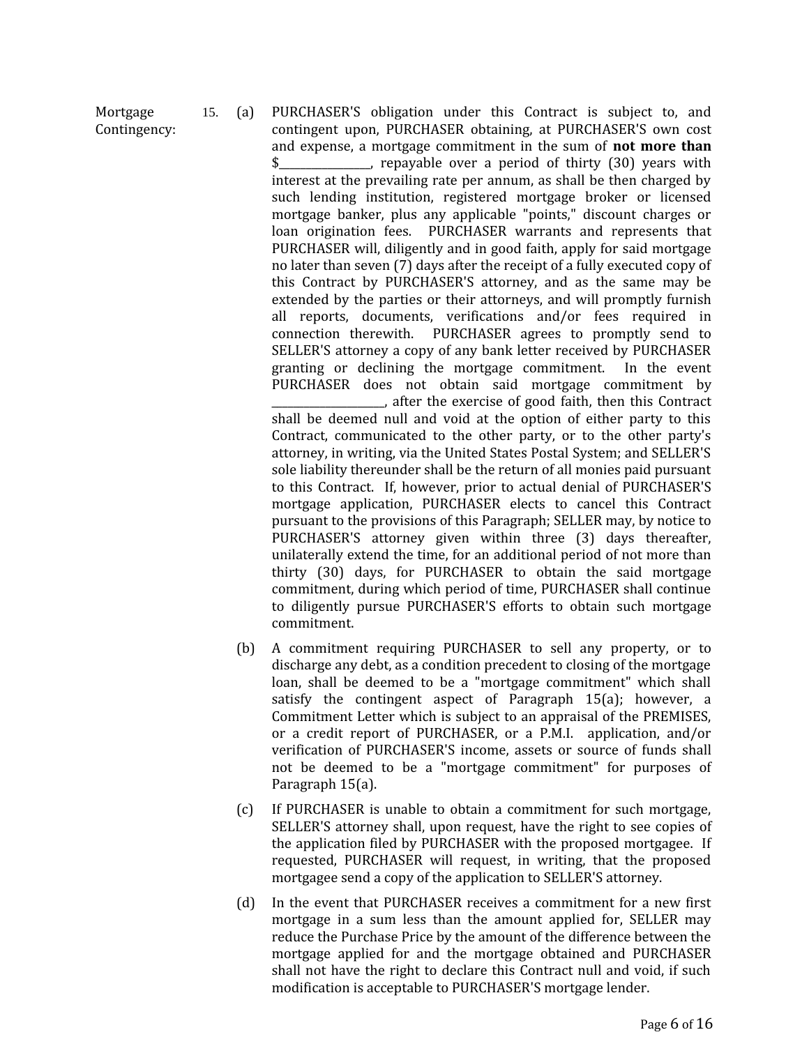**Mortgage Contingency:**

15\. (a) PURCHASER'S obligation under this Contract is subject to, and contingent upon, PURCHASER obtaining, at PURCHASER'S own cost and expense, a mortgage commitment in the sum of **not more than** $_______________, repayable over a period of thirty (30) years with interest at the prevailing rate per annum, as shall be then charged by such lending institution, registered mortgage broker or licensed mortgage banker, plus any applicable "points," discount charges or loan origination fees. PURCHASER warrants and represents that PURCHASER will, diligently and in good faith, apply for said mortgage no later than seven (7) days after the receipt of a fully executed copy of this Contract by PURCHASER'S attorney, and as the same may be extended by the parties or their attorneys, and will promptly furnish all reports, documents, verifications and/or fees required in connection therewith. PURCHASER agrees to promptly send to SELLER'S attorney a copy of any bank letter received by PURCHASER granting or declining the mortgage commitment. In the event PURCHASER does not obtain said mortgage commitment by __________________, after the exercise of good faith, then this Contract shall be deemed null and void at the option of either party to this Contract, communicated to the other party, or to the other party's attorney, in writing, via the United States Postal System; and SELLER'S sole liability thereunder shall be the return of all monies paid pursuant to this Contract. If, however, prior to actual denial of PURCHASER'S mortgage application, PURCHASER elects to cancel this Contract pursuant to the provisions of this Paragraph; SELLER may, by notice to PURCHASER'S attorney given within three (3) days thereafter, unilaterally extend the time, for an additional period of not more than thirty (30) days, for PURCHASER to obtain the said mortgage commitment, during which period of time, PURCHASER shall continue to diligently pursue PURCHASER'S efforts to obtain such mortgage commitment.

(b) A commitment requiring PURCHASER to sell any property, or to discharge any debt, as a condition precedent to closing of the mortgage loan, shall be deemed to be a "mortgage commitment" which shall satisfy the contingent aspect of Paragraph 15(a); however, a Commitment Letter which is subject to an appraisal of the PREMISES, or a credit report of PURCHASER, or a P.M.I. application, and/or verification of PURCHASER'S income, assets or source of funds shall not be deemed to be a "mortgage commitment" for purposes of Paragraph 15(a).

(c) If PURCHASER is unable to obtain a commitment for such mortgage, SELLER'S attorney shall, upon request, have the right to see copies of the application filed by PURCHASER with the proposed mortgagee. If requested, PURCHASER will request, in writing, that the proposed mortgagee send a copy of the application to SELLER'S attorney.

(d) In the event that PURCHASER receives a commitment for a new first mortgage in a sum less than the amount applied for, SELLER may reduce the Purchase Price by the amount of the difference between the mortgage applied for and the mortgage obtained and PURCHASER shall not have the right to declare this Contract null and void, if such modification is acceptable to PURCHASER'S mortgage lender.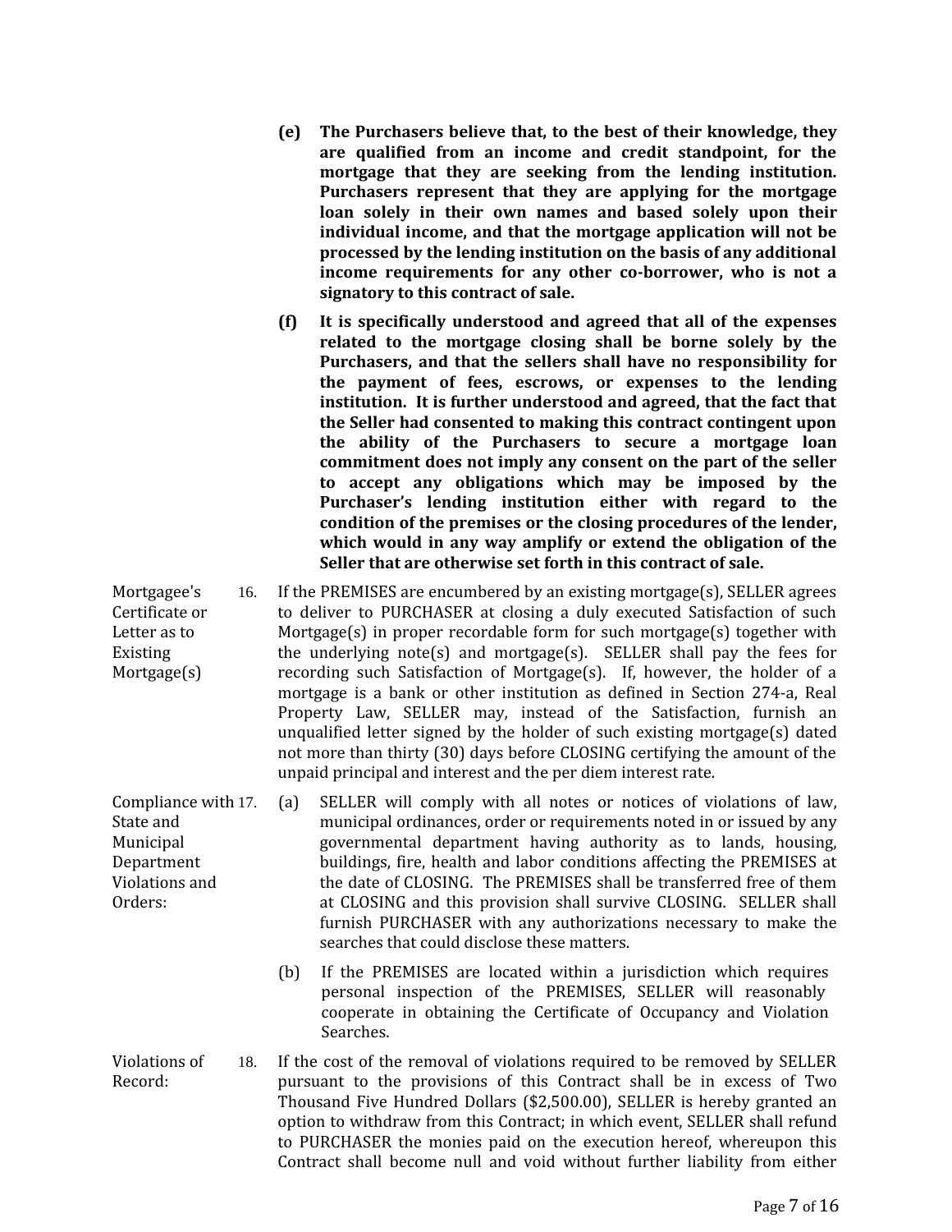**(e) The Purchasers believe that, to the best of their knowledge, they are qualified from an income and credit standpoint, for the mortgage that they are seeking from the lending institution. Purchasers represent that they are applying for the mortgage loan solely in their own names and based solely upon their individual income, and that the mortgage application will not be processed by the lending institution on the basis of any additional income requirements for any other co-borrower, who is not a signatory to this contract of sale.**

**(f) It is specifically understood and agreed that all of the expenses related to the mortgage closing shall be borne solely by the Purchasers, and that the sellers shall have no responsibility for the payment of fees, escrows, or expenses to the lending institution. It is further understood and agreed, that the fact that the Seller had consented to making this contract contingent upon the ability of the Purchasers to secure a mortgage loan commitment does not imply any consent on the part of the seller to accept any obligations which may be imposed by the Purchaser's lending institution either with regard to the condition of the premises or the closing procedures of the lender, which would in any way amplify or extend the obligation of the Seller that are otherwise set forth in this contract of sale.**

Mortgagee's Certificate or Letter as to Existing Mortgage(s)

16. If the PREMISES are encumbered by an existing mortgage(s), SELLER agrees to deliver to PURCHASER at closing a duly executed Satisfaction of such Mortgage(s) in proper recordable form for such mortgage(s) together with the underlying note(s) and mortgage(s). SELLER shall pay the fees for recording such Satisfaction of Mortgage(s). If, however, the holder of a mortgage is a bank or other institution as defined in Section 274-a, Real Property Law, SELLER may, instead of the Satisfaction, furnish an unqualified letter signed by the holder of such existing mortgage(s) dated not more than thirty (30) days before CLOSING certifying the amount of the unpaid principal and interest and the per diem interest rate.

Compliance with State and Municipal Department Violations and Orders:

17. (a) SELLER will comply with all notes or notices of violations of law, municipal ordinances, order or requirements noted in or issued by any governmental department having authority as to lands, housing, buildings, fire, health and labor conditions affecting the PREMISES at the date of CLOSING. The PREMISES shall be transferred free of them at CLOSING and this provision shall survive CLOSING. SELLER shall furnish PURCHASER with any authorizations necessary to make the searches that could disclose these matters.

(b) If the PREMISES are located within a jurisdiction which requires personal inspection of the PREMISES, SELLER will reasonably cooperate in obtaining the Certificate of Occupancy and Violation Searches.

Violations of Record:

18. If the cost of the removal of violations required to be removed by SELLER pursuant to the provisions of this Contract shall be in excess of Two Thousand Five Hundred Dollars ($2,500.00), SELLER is hereby granted an option to withdraw from this Contract; in which event, SELLER shall refund to PURCHASER the monies paid on the execution hereof, whereupon this Contract shall become null and void without further liability from either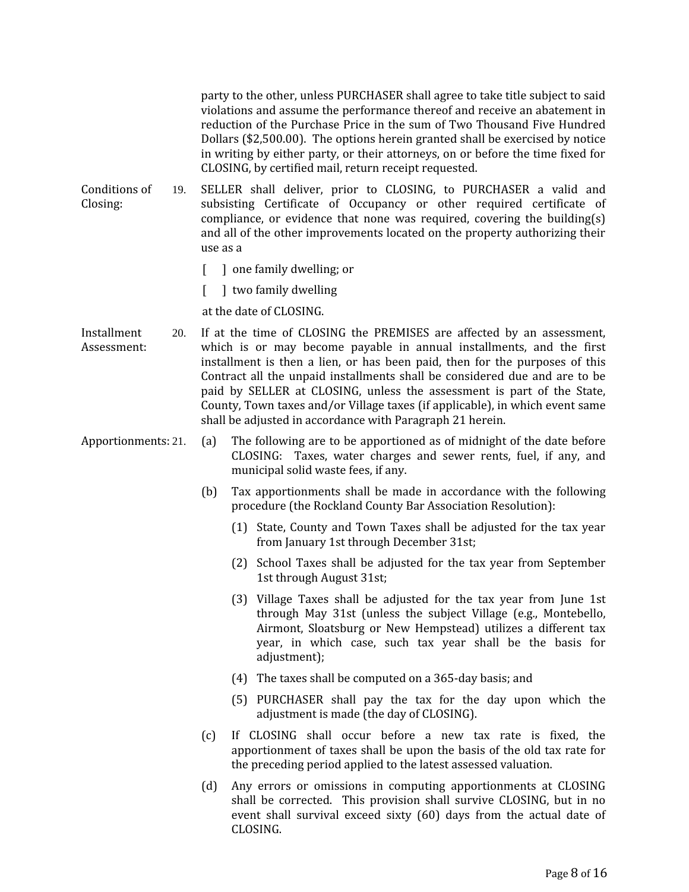party to the other, unless PURCHASER shall agree to take title subject to said violations and assume the performance thereof and receive an abatement in reduction of the Purchase Price in the sum of Two Thousand Five Hundred Dollars ($2,500.00). The options herein granted shall be exercised by notice in writing by either party, or their attorneys, on or before the time fixed for CLOSING, by certified mail, return receipt requested.

**Conditions of Closing:**

19. SELLER shall deliver, prior to CLOSING, to PURCHASER a valid and subsisting Certificate of Occupancy or other required certificate of compliance, or evidence that none was required, covering the building(s) and all of the other improvements located on the property authorizing their use as a

   [ ] one family dwelling; or

   [ ] two family dwelling

   at the date of CLOSING.

**Installment Assessment:**

20. If at the time of CLOSING the PREMISES are affected by an assessment, which is or may become payable in annual installments, and the first installment is then a lien, or has been paid, then for the purposes of this Contract all the unpaid installments shall be considered due and are to be paid by SELLER at CLOSING, unless the assessment is part of the State, County, Town taxes and/or Village taxes (if applicable), in which event same shall be adjusted in accordance with Paragraph 21 herein.

**Apportionments:**

21. (a) The following are to be apportioned as of midnight of the date before CLOSING: Taxes, water charges and sewer rents, fuel, if any, and municipal solid waste fees, if any.

    (b) Tax apportionments shall be made in accordance with the following procedure (the Rockland County Bar Association Resolution):

      (1) State, County and Town Taxes shall be adjusted for the tax year from January 1st through December 31st;

      (2) School Taxes shall be adjusted for the tax year from September 1st through August 31st;

      (3) Village Taxes shall be adjusted for the tax year from June 1st through May 31st (unless the subject Village (e.g., Montebello, Airmont, Sloatsburg or New Hempstead) utilizes a different tax year, in which case, such tax year shall be the basis for adjustment);

      (4) The taxes shall be computed on a 365-day basis; and

      (5) PURCHASER shall pay the tax for the day upon which the adjustment is made (the day of CLOSING).

    (c) If CLOSING shall occur before a new tax rate is fixed, the apportionment of taxes shall be upon the basis of the old tax rate for the preceding period applied to the latest assessed valuation.

    (d) Any errors or omissions in computing apportionments at CLOSING shall be corrected. This provision shall survive CLOSING, but in no event shall survival exceed sixty (60) days from the actual date of CLOSING.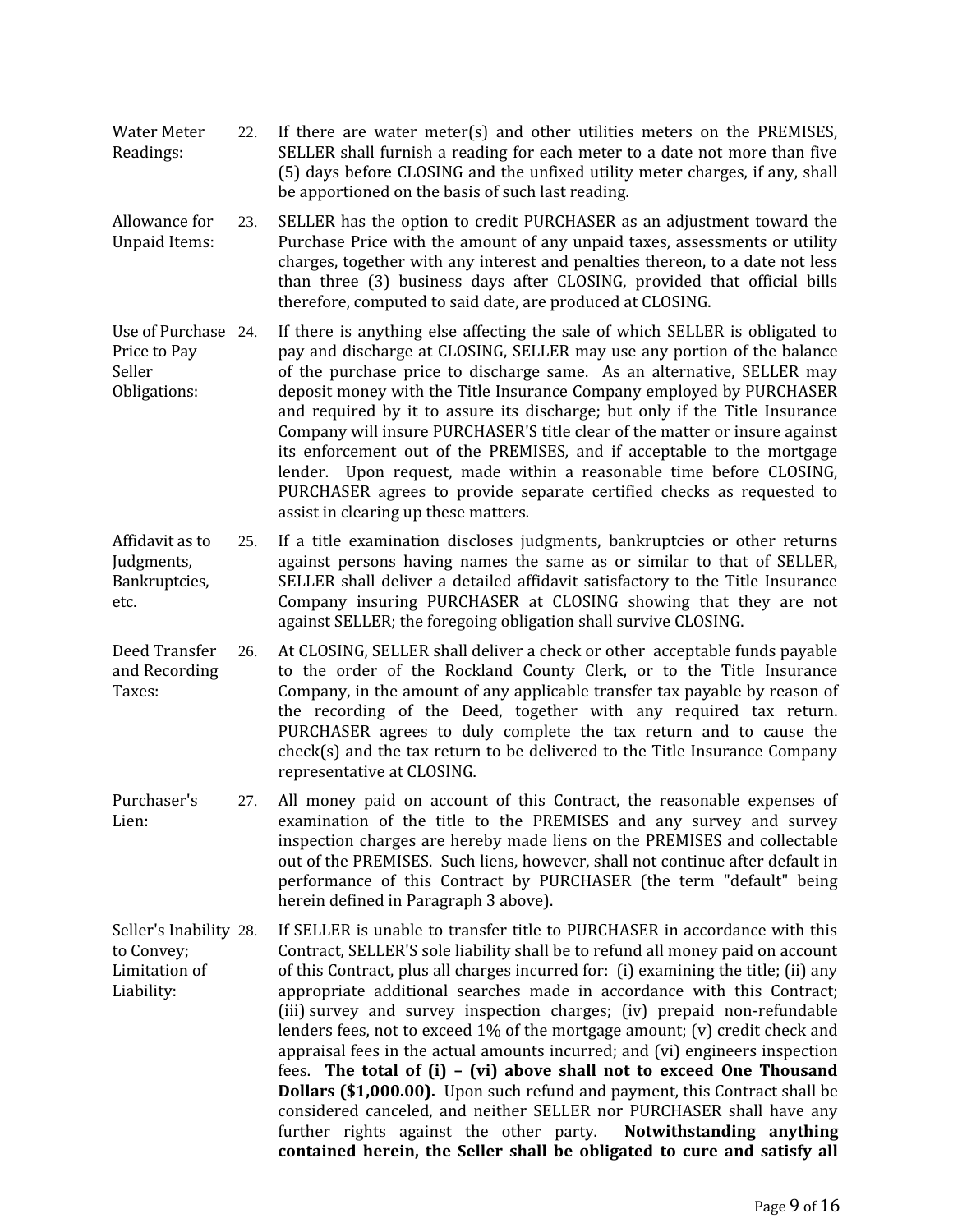**Water Meter Readings:** 22. If there are water meter(s) and other utilities meters on the PREMISES, SELLER shall furnish a reading for each meter to a date not more than five (5) days before CLOSING and the unfixed utility meter charges, if any, shall be apportioned on the basis of such last reading.

**Allowance for Unpaid Items:** 23. SELLER has the option to credit PURCHASER as an adjustment toward the Purchase Price with the amount of any unpaid taxes, assessments or utility charges, together with any interest and penalties thereon, to a date not less than three (3) business days after CLOSING, provided that official bills therefore, computed to said date, are produced at CLOSING.

**Use of Purchase Price to Pay Seller Obligations:** 24. If there is anything else affecting the sale of which SELLER is obligated to pay and discharge at CLOSING, SELLER may use any portion of the balance of the purchase price to discharge same. As an alternative, SELLER may deposit money with the Title Insurance Company employed by PURCHASER and required by it to assure its discharge; but only if the Title Insurance Company will insure PURCHASER'S title clear of the matter or insure against its enforcement out of the PREMISES, and if acceptable to the mortgage lender. Upon request, made within a reasonable time before CLOSING, PURCHASER agrees to provide separate certified checks as requested to assist in clearing up these matters.

**Affidavit as to Judgments, Bankruptcies, etc.** 25. If a title examination discloses judgments, bankruptcies or other returns against persons having names the same as or similar to that of SELLER, SELLER shall deliver a detailed affidavit satisfactory to the Title Insurance Company insuring PURCHASER at CLOSING showing that they are not against SELLER; the foregoing obligation shall survive CLOSING.

**Deed Transfer and Recording Taxes:** 26. At CLOSING, SELLER shall deliver a check or other acceptable funds payable to the order of the Rockland County Clerk, or to the Title Insurance Company, in the amount of any applicable transfer tax payable by reason of the recording of the Deed, together with any required tax return. PURCHASER agrees to duly complete the tax return and to cause the check(s) and the tax return to be delivered to the Title Insurance Company representative at CLOSING.

**Purchaser's Lien:** 27. All money paid on account of this Contract, the reasonable expenses of examination of the title to the PREMISES and any survey and survey inspection charges are hereby made liens on the PREMISES and collectable out of the PREMISES. Such liens, however, shall not continue after default in performance of this Contract by PURCHASER (the term "default" being herein defined in Paragraph 3 above).

**Seller's Inability to Convey; Limitation of Liability:** 28. If SELLER is unable to transfer title to PURCHASER in accordance with this Contract, SELLER'S sole liability shall be to refund all money paid on account of this Contract, plus all charges incurred for: (i) examining the title; (ii) any appropriate additional searches made in accordance with this Contract; (iii) survey and survey inspection charges; (iv) prepaid non-refundable lenders fees, not to exceed 1% of the mortgage amount; (v) credit check and appraisal fees in the actual amounts incurred; and (vi) engineers inspection fees. **The total of (i) – (vi) above shall not to exceed One Thousand Dollars ($1,000.00).** Upon such refund and payment, this Contract shall be considered canceled, and neither SELLER nor PURCHASER shall have any further rights against the other party. **Notwithstanding anything contained herein, the Seller shall be obligated to cure and satisfy all**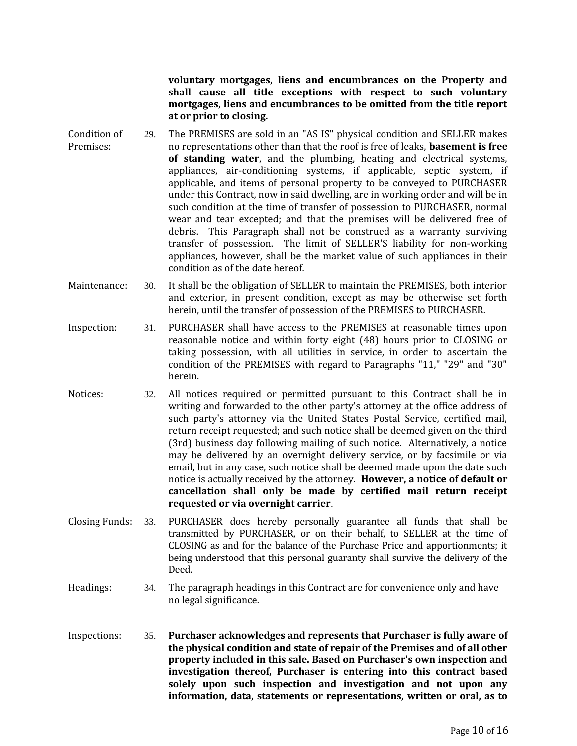**voluntary mortgages, liens and encumbrances on the Property and shall cause all title exceptions with respect to such voluntary mortgages, liens and encumbrances to be omitted from the title report at or prior to closing.**

Condition of Premises: 29. The PREMISES are sold in an "AS IS" physical condition and SELLER makes no representations other than that the roof is free of leaks, **basement is free of standing water**, and the plumbing, heating and electrical systems, appliances, air-conditioning systems, if applicable, septic system, if applicable, and items of personal property to be conveyed to PURCHASER under this Contract, now in said dwelling, are in working order and will be in such condition at the time of transfer of possession to PURCHASER, normal wear and tear excepted; and that the premises will be delivered free of debris. This Paragraph shall not be construed as a warranty surviving transfer of possession. The limit of SELLER'S liability for non-working appliances, however, shall be the market value of such appliances in their condition as of the date hereof.

Maintenance: 30. It shall be the obligation of SELLER to maintain the PREMISES, both interior and exterior, in present condition, except as may be otherwise set forth herein, until the transfer of possession of the PREMISES to PURCHASER.

Inspection: 31. PURCHASER shall have access to the PREMISES at reasonable times upon reasonable notice and within forty eight (48) hours prior to CLOSING or taking possession, with all utilities in service, in order to ascertain the condition of the PREMISES with regard to Paragraphs "11," "29" and "30" herein.

Notices: 32. All notices required or permitted pursuant to this Contract shall be in writing and forwarded to the other party's attorney at the office address of such party's attorney via the United States Postal Service, certified mail, return receipt requested; and such notice shall be deemed given on the third (3rd) business day following mailing of such notice. Alternatively, a notice may be delivered by an overnight delivery service, or by facsimile or via email, but in any case, such notice shall be deemed made upon the date such notice is actually received by the attorney. **However, a notice of default or cancellation shall only be made by certified mail return receipt requested or via overnight carrier**.

Closing Funds: 33. PURCHASER does hereby personally guarantee all funds that shall be transmitted by PURCHASER, or on their behalf, to SELLER at the time of CLOSING as and for the balance of the Purchase Price and apportionments; it being understood that this personal guaranty shall survive the delivery of the Deed.

Headings: 34. The paragraph headings in this Contract are for convenience only and have no legal significance.

Inspections: 35. **Purchaser acknowledges and represents that Purchaser is fully aware of the physical condition and state of repair of the Premises and of all other property included in this sale. Based on Purchaser's own inspection and investigation thereof, Purchaser is entering into this contract based solely upon such inspection and investigation and not upon any information, data, statements or representations, written or oral, as to**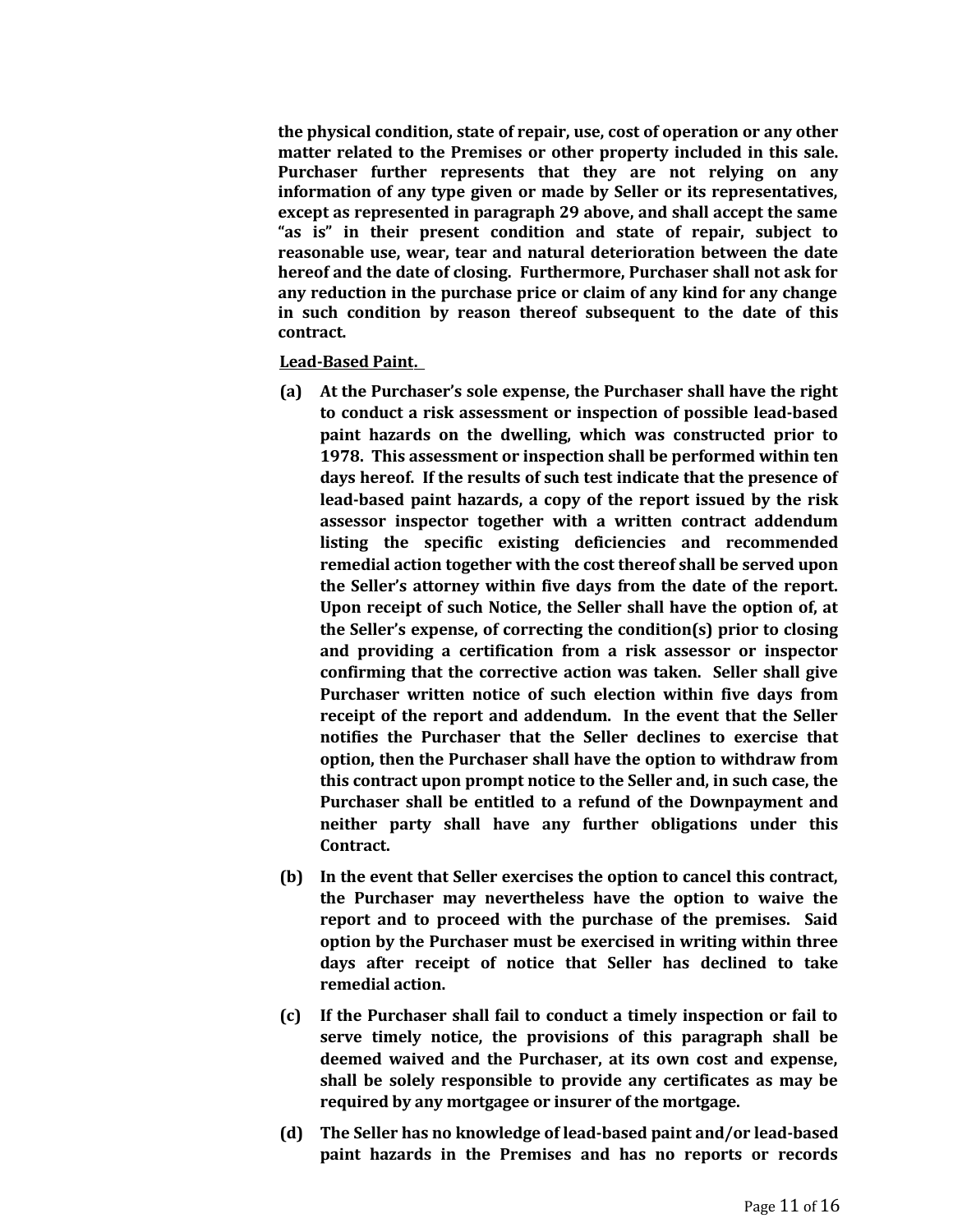**the physical condition, state of repair, use, cost of operation or any other matter related to the Premises or other property included in this sale. Purchaser further represents that they are not relying on any information of any type given or made by Seller or its representatives, except as represented in paragraph 29 above, and shall accept the same "as is" in their present condition and state of repair, subject to reasonable use, wear, tear and natural deterioration between the date hereof and the date of closing. Furthermore, Purchaser shall not ask for any reduction in the purchase price or claim of any kind for any change in such condition by reason thereof subsequent to the date of this contract.**

**Lead-Based Paint.**

**(a) At the Purchaser's sole expense, the Purchaser shall have the right to conduct a risk assessment or inspection of possible lead-based paint hazards on the dwelling, which was constructed prior to 1978. This assessment or inspection shall be performed within ten days hereof. If the results of such test indicate that the presence of lead-based paint hazards, a copy of the report issued by the risk assessor inspector together with a written contract addendum listing the specific existing deficiencies and recommended remedial action together with the cost thereof shall be served upon the Seller's attorney within five days from the date of the report. Upon receipt of such Notice, the Seller shall have the option of, at the Seller's expense, of correcting the condition(s) prior to closing and providing a certification from a risk assessor or inspector confirming that the corrective action was taken. Seller shall give Purchaser written notice of such election within five days from receipt of the report and addendum. In the event that the Seller notifies the Purchaser that the Seller declines to exercise that option, then the Purchaser shall have the option to withdraw from this contract upon prompt notice to the Seller and, in such case, the Purchaser shall be entitled to a refund of the Downpayment and neither party shall have any further obligations under this Contract.**

**(b) In the event that Seller exercises the option to cancel this contract, the Purchaser may nevertheless have the option to waive the report and to proceed with the purchase of the premises. Said option by the Purchaser must be exercised in writing within three days after receipt of notice that Seller has declined to take remedial action.**

**(c) If the Purchaser shall fail to conduct a timely inspection or fail to serve timely notice, the provisions of this paragraph shall be deemed waived and the Purchaser, at its own cost and expense, shall be solely responsible to provide any certificates as may be required by any mortgagee or insurer of the mortgage.**

**(d) The Seller has no knowledge of lead-based paint and/or lead-based paint hazards in the Premises and has no reports or records**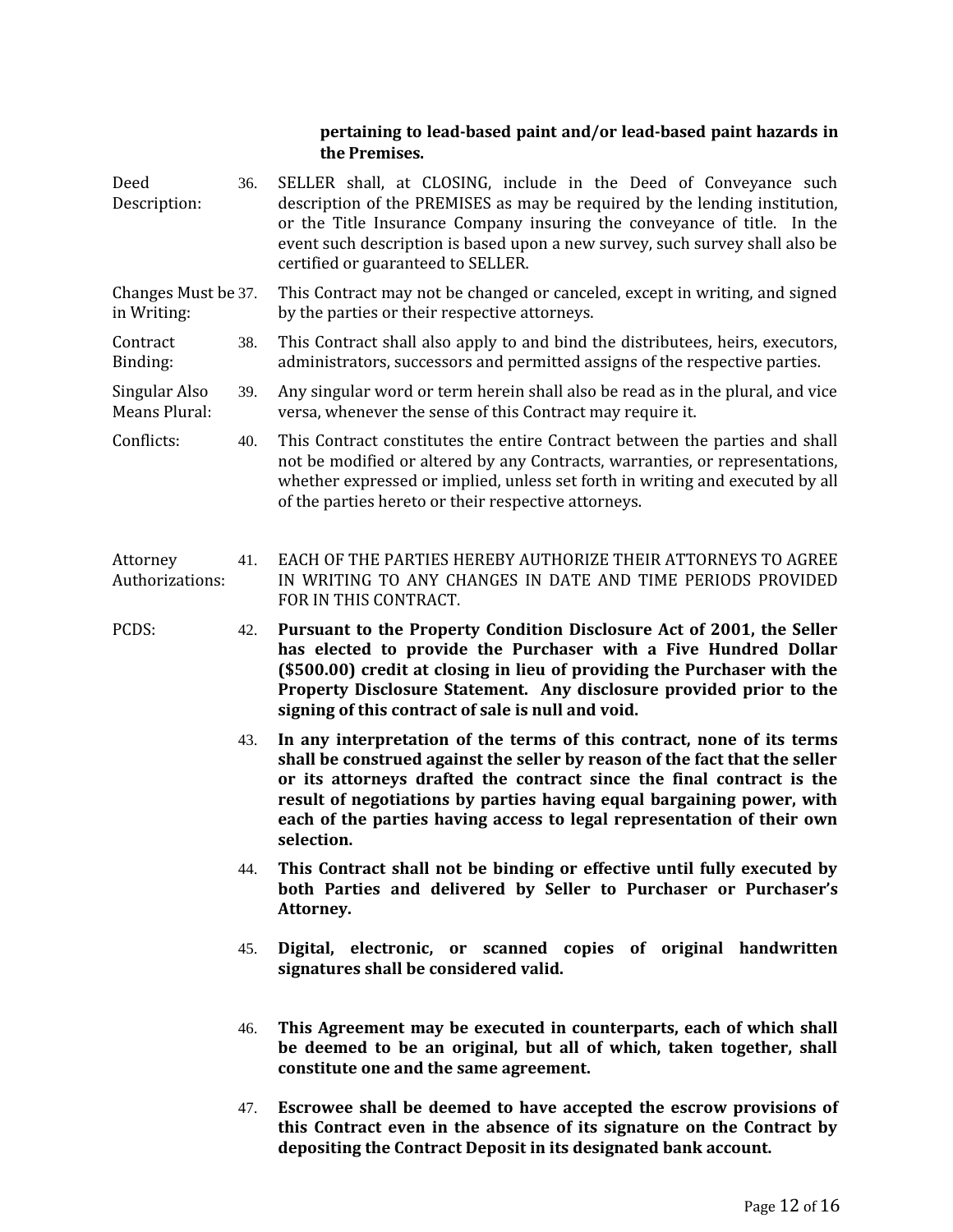**pertaining to lead-based paint and/or lead-based paint hazards in the Premises.**

Deed Description: 36. SELLER shall, at CLOSING, include in the Deed of Conveyance such description of the PREMISES as may be required by the lending institution, or the Title Insurance Company insuring the conveyance of title. In the event such description is based upon a new survey, such survey shall also be certified or guaranteed to SELLER.

Changes Must be in Writing: 37. This Contract may not be changed or canceled, except in writing, and signed by the parties or their respective attorneys.

Contract Binding: 38. This Contract shall also apply to and bind the distributees, heirs, executors, administrators, successors and permitted assigns of the respective parties.

Singular Also Means Plural: 39. Any singular word or term herein shall also be read as in the plural, and vice versa, whenever the sense of this Contract may require it.

Conflicts: 40. This Contract constitutes the entire Contract between the parties and shall not be modified or altered by any Contracts, warranties, or representations, whether expressed or implied, unless set forth in writing and executed by all of the parties hereto or their respective attorneys.

Attorney Authorizations: 41. EACH OF THE PARTIES HEREBY AUTHORIZE THEIR ATTORNEYS TO AGREE IN WRITING TO ANY CHANGES IN DATE AND TIME PERIODS PROVIDED FOR IN THIS CONTRACT.

PCDS: 42. **Pursuant to the Property Condition Disclosure Act of 2001, the Seller has elected to provide the Purchaser with a Five Hundred Dollar ($500.00) credit at closing in lieu of providing the Purchaser with the Property Disclosure Statement. Any disclosure provided prior to the signing of this contract of sale is null and void.**

43. **In any interpretation of the terms of this contract, none of its terms shall be construed against the seller by reason of the fact that the seller or its attorneys drafted the contract since the final contract is the result of negotiations by parties having equal bargaining power, with each of the parties having access to legal representation of their own selection.**

44. **This Contract shall not be binding or effective until fully executed by both Parties and delivered by Seller to Purchaser or Purchaser's Attorney.**

45. **Digital, electronic, or scanned copies of original handwritten signatures shall be considered valid.**

46. **This Agreement may be executed in counterparts, each of which shall be deemed to be an original, but all of which, taken together, shall constitute one and the same agreement.**

47. **Escrowee shall be deemed to have accepted the escrow provisions of this Contract even in the absence of its signature on the Contract by depositing the Contract Deposit in its designated bank account.**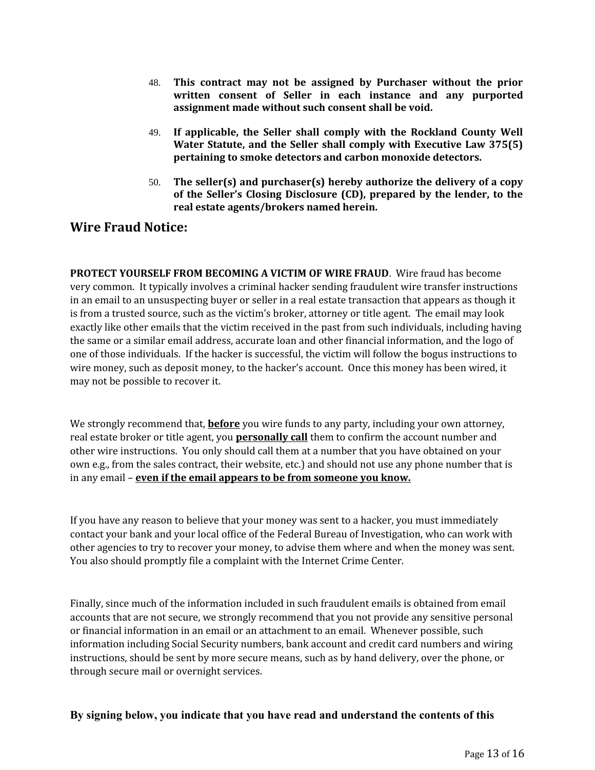48. **This contract may not be assigned by Purchaser without the prior written consent of Seller in each instance and any purported assignment made without such consent shall be void.**

49. **If applicable, the Seller shall comply with the Rockland County Well Water Statute, and the Seller shall comply with Executive Law 375(5) pertaining to smoke detectors and carbon monoxide detectors.**

50. **The seller(s) and purchaser(s) hereby authorize the delivery of a copy of the Seller's Closing Disclosure (CD), prepared by the lender, to the real estate agents/brokers named herein.**

## Wire Fraud Notice:

**PROTECT YOURSELF FROM BECOMING A VICTIM OF WIRE FRAUD**. Wire fraud has become very common. It typically involves a criminal hacker sending fraudulent wire transfer instructions in an email to an unsuspecting buyer or seller in a real estate transaction that appears as though it is from a trusted source, such as the victim's broker, attorney or title agent. The email may look exactly like other emails that the victim received in the past from such individuals, including having the same or a similar email address, accurate loan and other financial information, and the logo of one of those individuals. If the hacker is successful, the victim will follow the bogus instructions to wire money, such as deposit money, to the hacker's account. Once this money has been wired, it may not be possible to recover it.

We strongly recommend that, **<u>before</u>** you wire funds to any party, including your own attorney, real estate broker or title agent, you **<u>personally call</u>** them to confirm the account number and other wire instructions. You only should call them at a number that you have obtained on your own e.g., from the sales contract, their website, etc.) and should not use any phone number that is in any email – **<u>even if the email appears to be from someone you know.</u>**

If you have any reason to believe that your money was sent to a hacker, you must immediately contact your bank and your local office of the Federal Bureau of Investigation, who can work with other agencies to try to recover your money, to advise them where and when the money was sent. You also should promptly file a complaint with the Internet Crime Center.

Finally, since much of the information included in such fraudulent emails is obtained from email accounts that are not secure, we strongly recommend that you not provide any sensitive personal or financial information in an email or an attachment to an email. Whenever possible, such information including Social Security numbers, bank account and credit card numbers and wiring instructions, should be sent by more secure means, such as by hand delivery, over the phone, or through secure mail or overnight services.

**By signing below, you indicate that you have read and understand the contents of this**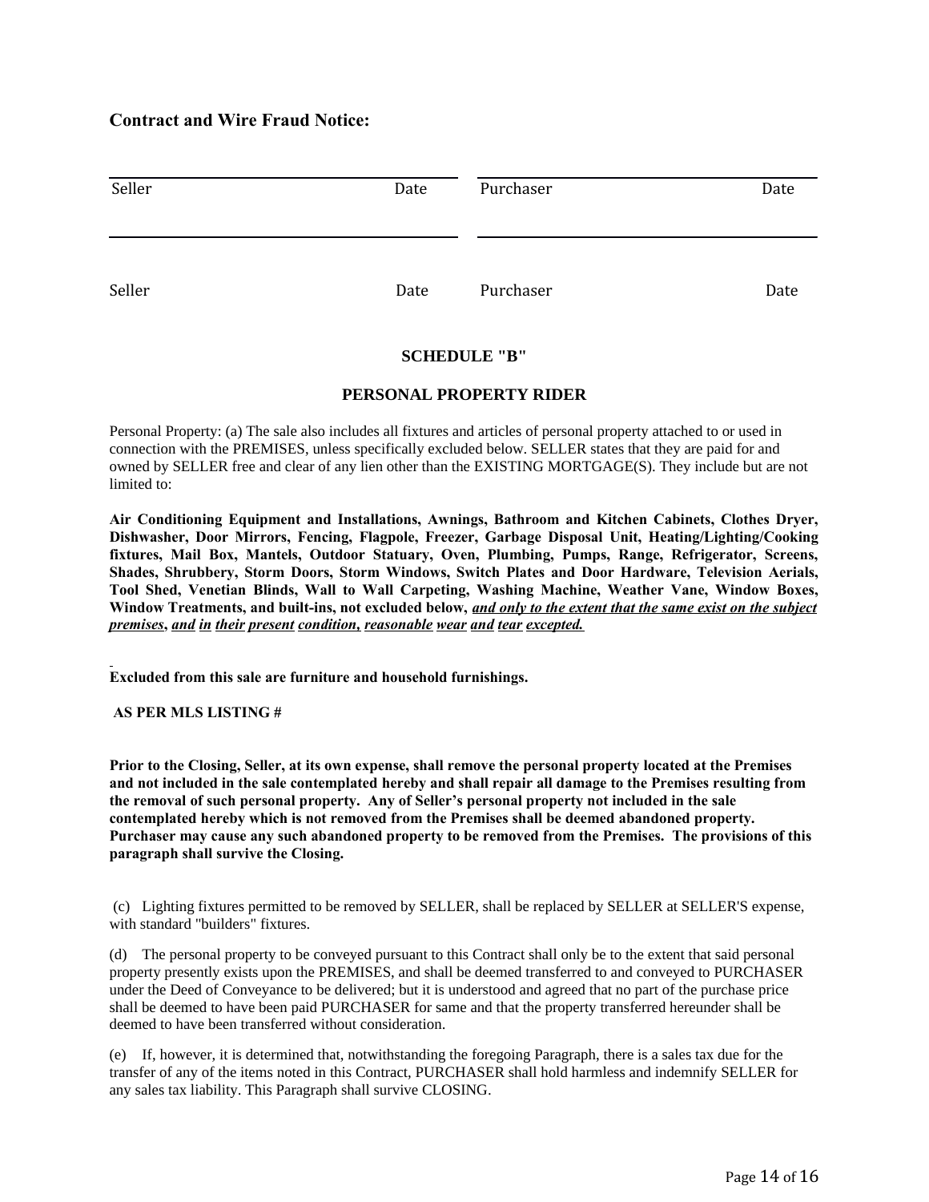**Contract and Wire Fraud Notice:**

| Seller | Date | Purchaser | Date |
|---|---|---|---|
| Seller | Date | Purchaser | Date |

**SCHEDULE "B"**

**PERSONAL PROPERTY RIDER**

Personal Property: (a) The sale also includes all fixtures and articles of personal property attached to or used in connection with the PREMISES, unless specifically excluded below. SELLER states that they are paid for and owned by SELLER free and clear of any lien other than the EXISTING MORTGAGE(S). They include but are not limited to:

**Air Conditioning Equipment and Installations, Awnings, Bathroom and Kitchen Cabinets, Clothes Dryer, Dishwasher, Door Mirrors, Fencing, Flagpole, Freezer, Garbage Disposal Unit, Heating/Lighting/Cooking fixtures, Mail Box, Mantels, Outdoor Statuary, Oven, Plumbing, Pumps, Range, Refrigerator, Screens, Shades, Shrubbery, Storm Doors, Storm Windows, Switch Plates and Door Hardware, Television Aerials, Tool Shed, Venetian Blinds, Wall to Wall Carpeting, Washing Machine, Weather Vane, Window Boxes, Window Treatments, and built-ins, not excluded below, *and only to the extent that the same exist on the subject premises, and in their present condition, reasonable wear and tear excepted.***

**Excluded from this sale are furniture and household furnishings.**

**AS PER MLS LISTING #**

**Prior to the Closing, Seller, at its own expense, shall remove the personal property located at the Premises and not included in the sale contemplated hereby and shall repair all damage to the Premises resulting from the removal of such personal property. Any of Seller's personal property not included in the sale contemplated hereby which is not removed from the Premises shall be deemed abandoned property. Purchaser may cause any such abandoned property to be removed from the Premises. The provisions of this paragraph shall survive the Closing.**

(c) Lighting fixtures permitted to be removed by SELLER, shall be replaced by SELLER at SELLER'S expense, with standard "builders" fixtures.

(d) The personal property to be conveyed pursuant to this Contract shall only be to the extent that said personal property presently exists upon the PREMISES, and shall be deemed transferred to and conveyed to PURCHASER under the Deed of Conveyance to be delivered; but it is understood and agreed that no part of the purchase price shall be deemed to have been paid PURCHASER for same and that the property transferred hereunder shall be deemed to have been transferred without consideration.

(e) If, however, it is determined that, notwithstanding the foregoing Paragraph, there is a sales tax due for the transfer of any of the items noted in this Contract, PURCHASER shall hold harmless and indemnify SELLER for any sales tax liability. This Paragraph shall survive CLOSING.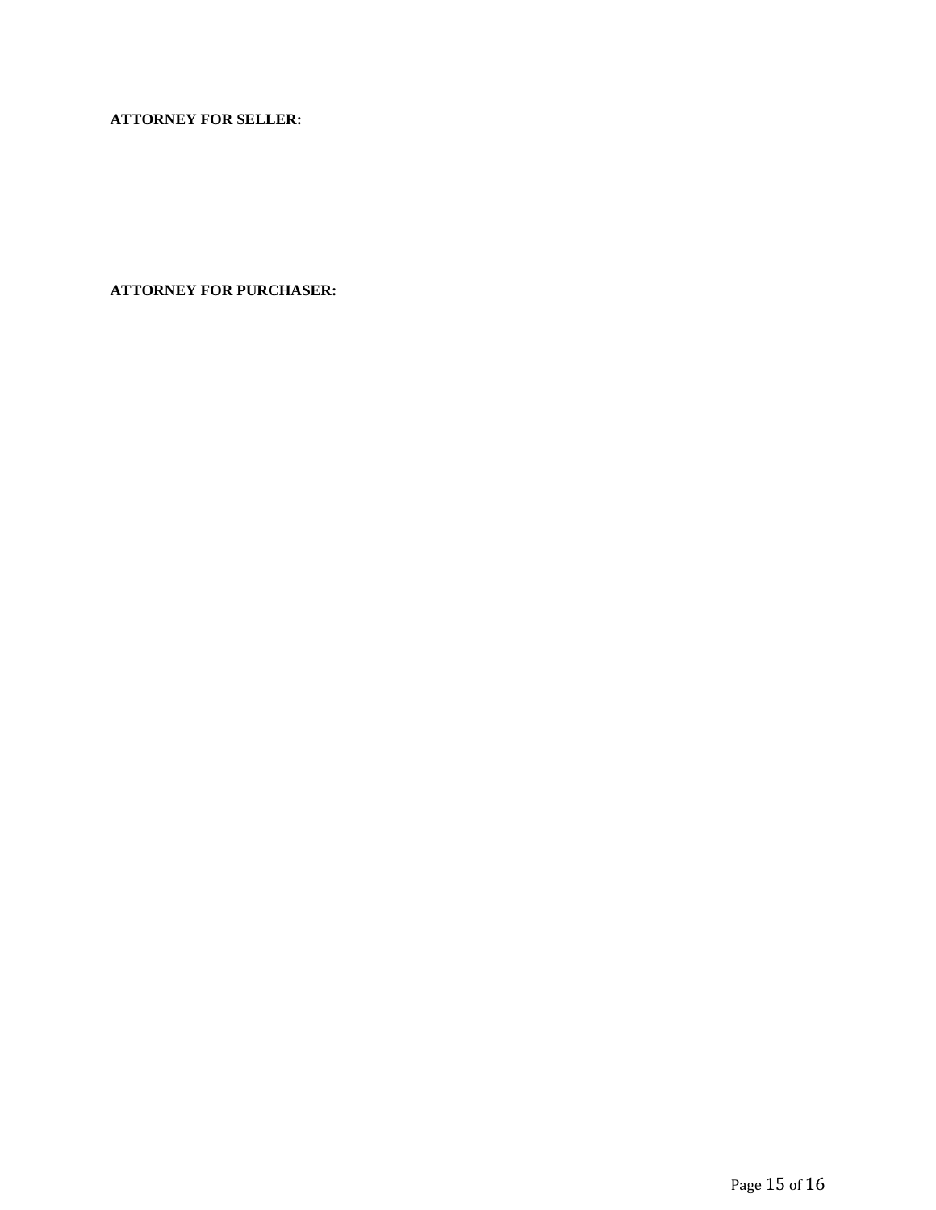**ATTORNEY FOR SELLER:**

**ATTORNEY FOR PURCHASER:**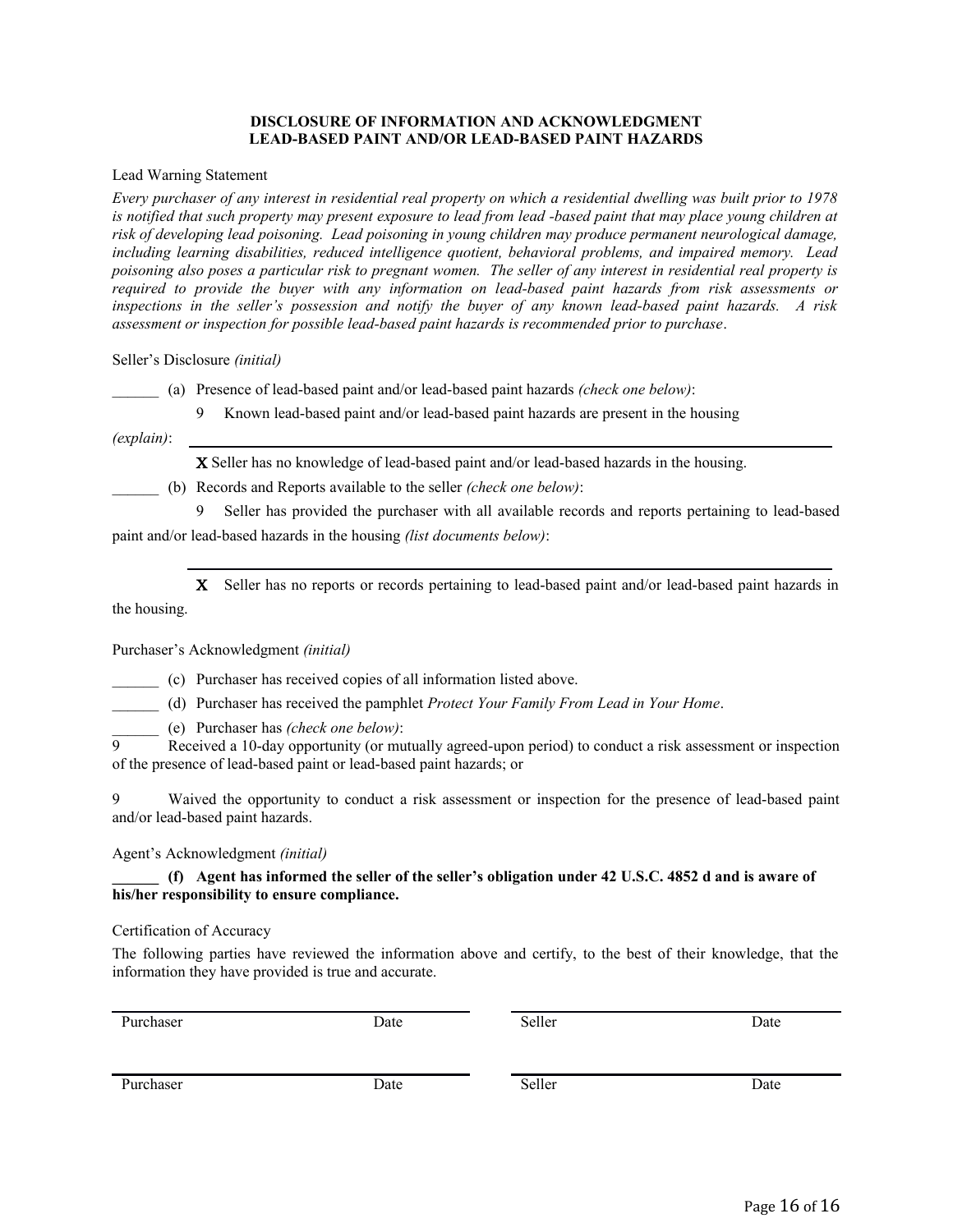**DISCLOSURE OF INFORMATION AND ACKNOWLEDGMENT**
**LEAD-BASED PAINT AND/OR LEAD-BASED PAINT HAZARDS**

Lead Warning Statement

*Every purchaser of any interest in residential real property on which a residential dwelling was built prior to 1978 is notified that such property may present exposure to lead from lead -based paint that may place young children at risk of developing lead poisoning. Lead poisoning in young children may produce permanent neurological damage, including learning disabilities, reduced intelligence quotient, behavioral problems, and impaired memory. Lead poisoning also poses a particular risk to pregnant women. The seller of any interest in residential real property is required to provide the buyer with any information on lead-based paint hazards from risk assessments or inspections in the seller's possession and notify the buyer of any known lead-based paint hazards. A risk assessment or inspection for possible lead-based paint hazards is recommended prior to purchase.*

Seller's Disclosure *(initial)*

______ (a) Presence of lead-based paint and/or lead-based paint hazards *(check one below)*:

9 Known lead-based paint and/or lead-based paint hazards are present in the housing *(explain)*: ____________________

X Seller has no knowledge of lead-based paint and/or lead-based hazards in the housing.

______ (b) Records and Reports available to the seller *(check one below)*:

9 Seller has provided the purchaser with all available records and reports pertaining to lead-based paint and/or lead-based hazards in the housing *(list documents below)*:

____________________

X Seller has no reports or records pertaining to lead-based paint and/or lead-based paint hazards in the housing.

Purchaser's Acknowledgment *(initial)*

______ (c) Purchaser has received copies of all information listed above.

______ (d) Purchaser has received the pamphlet *Protect Your Family From Lead in Your Home*.

______ (e) Purchaser has *(check one below)*:

9 Received a 10-day opportunity (or mutually agreed-upon period) to conduct a risk assessment or inspection of the presence of lead-based paint or lead-based paint hazards; or

9 Waived the opportunity to conduct a risk assessment or inspection for the presence of lead-based paint and/or lead-based paint hazards.

Agent's Acknowledgment *(initial)*

**______ (f) Agent has informed the seller of the seller's obligation under 42 U.S.C. 4852 d and is aware of his/her responsibility to ensure compliance.**

Certification of Accuracy

The following parties have reviewed the information above and certify, to the best of their knowledge, that the information they have provided is true and accurate.

| | | | |
|---|---|---|---|
| Purchaser | Date | Seller | Date |
| Purchaser | Date | Seller | Date |